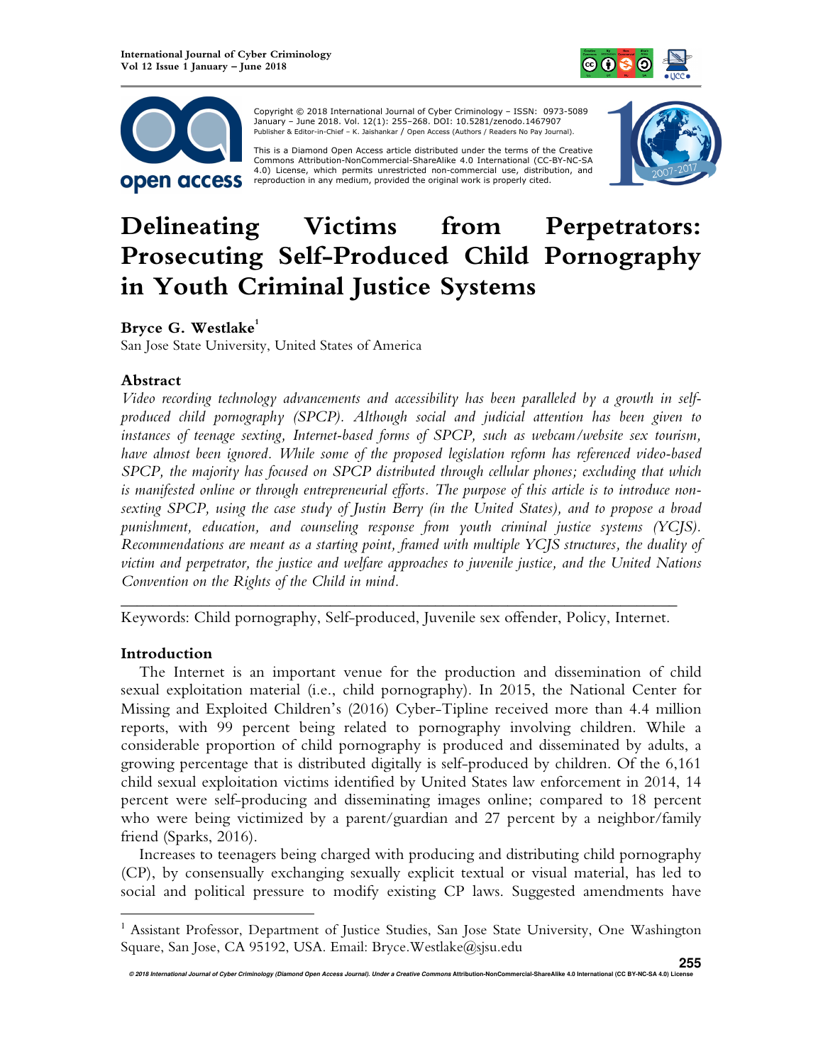Copyright © 2018 International Journal of Cyber Criminology – ISSN: 0973-5089 January – June 2018. Vol. 12(1): 255–268. DOI: 10.5281/zenodo.1467907
Publisher & Editor-in-Chief – K. Jaishankar / Open Access (Authors / Readers No Pay Journal).

This is a Diamond Open Access article distributed under the terms of the Creative Commons Attribution-NonCommercial-ShareAlike 4.0 International (CC-BY-NC-SA 4.0) License, which permits unrestricted non-commercial use, distribution, and reproduction in any medium, provided the original work is properly cited.

# Delineating Victims from Perpetrators: Prosecuting Self-Produced Child Pornography in Youth Criminal Justice Systems

**Bryce G. Westlake**[1]
San Jose State University, United States of America

## Abstract

*Video recording technology advancements and accessibility has been paralleled by a growth in self-produced child pornography (SPCP). Although social and judicial attention has been given to instances of teenage sexting, Internet-based forms of SPCP, such as webcam/website sex tourism, have almost been ignored. While some of the proposed legislation reform has referenced video-based SPCP, the majority has focused on SPCP distributed through cellular phones; excluding that which is manifested online or through entrepreneurial efforts. The purpose of this article is to introduce non-sexting SPCP, using the case study of Justin Berry (in the United States), and to propose a broad punishment, education, and counseling response from youth criminal justice systems (YCJS). Recommendations are meant as a starting point, framed with multiple YCJS structures, the duality of victim and perpetrator, the justice and welfare approaches to juvenile justice, and the United Nations Convention on the Rights of the Child in mind.*

---

Keywords: Child pornography, Self-produced, Juvenile sex offender, Policy, Internet.

## Introduction

The Internet is an important venue for the production and dissemination of child sexual exploitation material (i.e., child pornography). In 2015, the National Center for Missing and Exploited Children's (2016) Cyber-Tipline received more than 4.4 million reports, with 99 percent being related to pornography involving children. While a considerable proportion of child pornography is produced and disseminated by adults, a growing percentage that is distributed digitally is self-produced by children. Of the 6,161 child sexual exploitation victims identified by United States law enforcement in 2014, 14 percent were self-producing and disseminating images online; compared to 18 percent who were being victimized by a parent/guardian and 27 percent by a neighbor/family friend (Sparks, 2016).

Increases to teenagers being charged with producing and distributing child pornography (CP), by consensually exchanging sexually explicit textual or visual material, has led to social and political pressure to modify existing CP laws. Suggested amendments have

---

[1] Assistant Professor, Department of Justice Studies, San Jose State University, One Washington Square, San Jose, CA 95192, USA. Email: Bryce.Westlake@sjsu.edu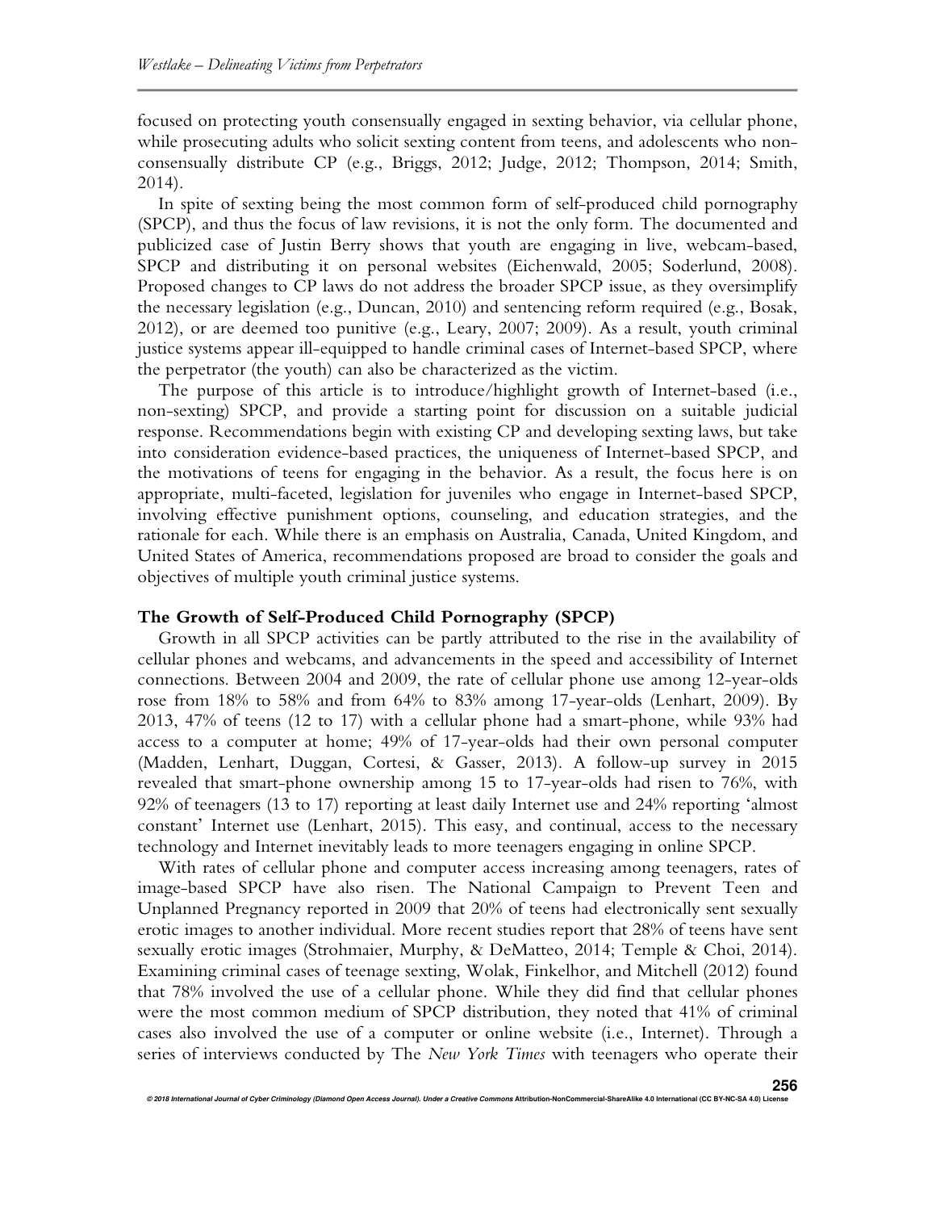focused on protecting youth consensually engaged in sexting behavior, via cellular phone, while prosecuting adults who solicit sexting content from teens, and adolescents who non-consensually distribute CP (e.g., Briggs, 2012; Judge, 2012; Thompson, 2014; Smith, 2014).

In spite of sexting being the most common form of self-produced child pornography (SPCP), and thus the focus of law revisions, it is not the only form. The documented and publicized case of Justin Berry shows that youth are engaging in live, webcam-based, SPCP and distributing it on personal websites (Eichenwald, 2005; Soderlund, 2008). Proposed changes to CP laws do not address the broader SPCP issue, as they oversimplify the necessary legislation (e.g., Duncan, 2010) and sentencing reform required (e.g., Bosak, 2012), or are deemed too punitive (e.g., Leary, 2007; 2009). As a result, youth criminal justice systems appear ill-equipped to handle criminal cases of Internet-based SPCP, where the perpetrator (the youth) can also be characterized as the victim.

The purpose of this article is to introduce/highlight growth of Internet-based (i.e., non-sexting) SPCP, and provide a starting point for discussion on a suitable judicial response. Recommendations begin with existing CP and developing sexting laws, but take into consideration evidence-based practices, the uniqueness of Internet-based SPCP, and the motivations of teens for engaging in the behavior. As a result, the focus here is on appropriate, multi-faceted, legislation for juveniles who engage in Internet-based SPCP, involving effective punishment options, counseling, and education strategies, and the rationale for each. While there is an emphasis on Australia, Canada, United Kingdom, and United States of America, recommendations proposed are broad to consider the goals and objectives of multiple youth criminal justice systems.

### The Growth of Self-Produced Child Pornography (SPCP)

Growth in all SPCP activities can be partly attributed to the rise in the availability of cellular phones and webcams, and advancements in the speed and accessibility of Internet connections. Between 2004 and 2009, the rate of cellular phone use among 12-year-olds rose from 18% to 58% and from 64% to 83% among 17-year-olds (Lenhart, 2009). By 2013, 47% of teens (12 to 17) with a cellular phone had a smart-phone, while 93% had access to a computer at home; 49% of 17-year-olds had their own personal computer (Madden, Lenhart, Duggan, Cortesi, & Gasser, 2013). A follow-up survey in 2015 revealed that smart-phone ownership among 15 to 17-year-olds had risen to 76%, with 92% of teenagers (13 to 17) reporting at least daily Internet use and 24% reporting 'almost constant' Internet use (Lenhart, 2015). This easy, and continual, access to the necessary technology and Internet inevitably leads to more teenagers engaging in online SPCP.

With rates of cellular phone and computer access increasing among teenagers, rates of image-based SPCP have also risen. The National Campaign to Prevent Teen and Unplanned Pregnancy reported in 2009 that 20% of teens had electronically sent sexually erotic images to another individual. More recent studies report that 28% of teens have sent sexually erotic images (Strohmaier, Murphy, & DeMatteo, 2014; Temple & Choi, 2014). Examining criminal cases of teenage sexting, Wolak, Finkelhor, and Mitchell (2012) found that 78% involved the use of a cellular phone. While they did find that cellular phones were the most common medium of SPCP distribution, they noted that 41% of criminal cases also involved the use of a computer or online website (i.e., Internet). Through a series of interviews conducted by The *New York Times* with teenagers who operate their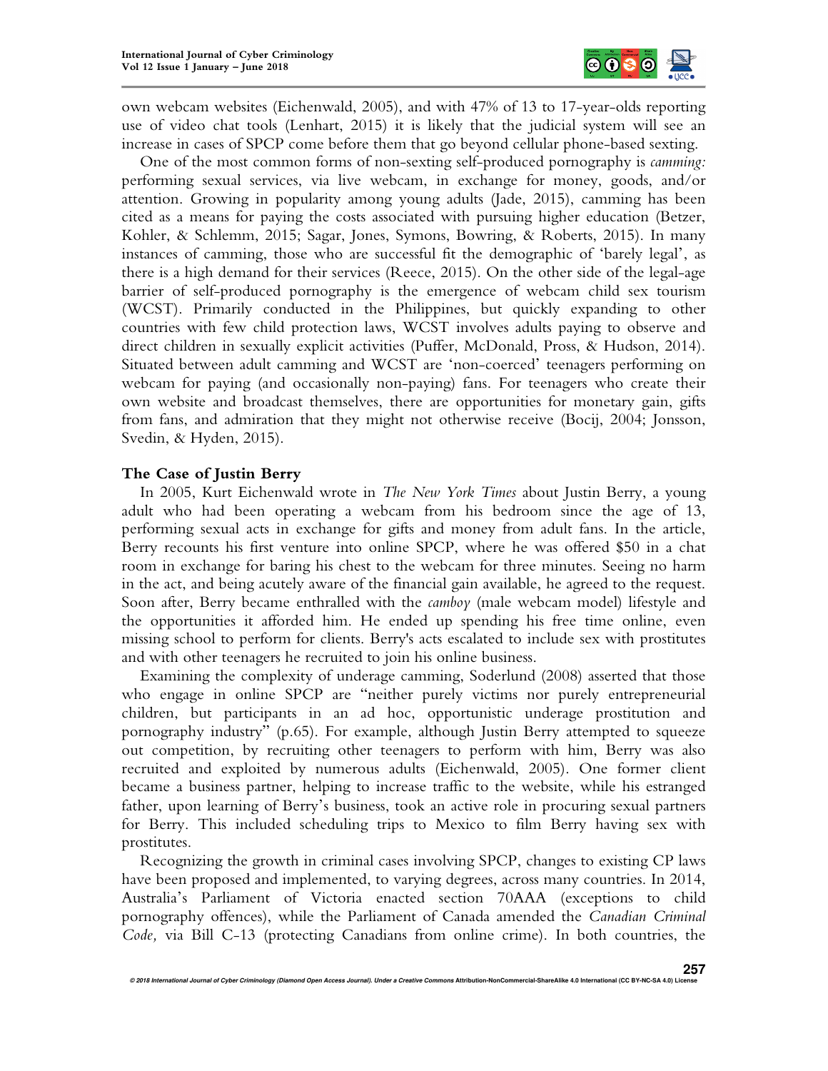own webcam websites (Eichenwald, 2005), and with 47% of 13 to 17-year-olds reporting use of video chat tools (Lenhart, 2015) it is likely that the judicial system will see an increase in cases of SPCP come before them that go beyond cellular phone-based sexting.

One of the most common forms of non-sexting self-produced pornography is *camming:* performing sexual services, via live webcam, in exchange for money, goods, and/or attention. Growing in popularity among young adults (Jade, 2015), camming has been cited as a means for paying the costs associated with pursuing higher education (Betzer, Kohler, & Schlemm, 2015; Sagar, Jones, Symons, Bowring, & Roberts, 2015). In many instances of camming, those who are successful fit the demographic of 'barely legal', as there is a high demand for their services (Reece, 2015). On the other side of the legal-age barrier of self-produced pornography is the emergence of webcam child sex tourism (WCST). Primarily conducted in the Philippines, but quickly expanding to other countries with few child protection laws, WCST involves adults paying to observe and direct children in sexually explicit activities (Puffer, McDonald, Pross, & Hudson, 2014). Situated between adult camming and WCST are 'non-coerced' teenagers performing on webcam for paying (and occasionally non-paying) fans. For teenagers who create their own website and broadcast themselves, there are opportunities for monetary gain, gifts from fans, and admiration that they might not otherwise receive (Bocij, 2004; Jonsson, Svedin, & Hyden, 2015).

### The Case of Justin Berry

In 2005, Kurt Eichenwald wrote in *The New York Times* about Justin Berry, a young adult who had been operating a webcam from his bedroom since the age of 13, performing sexual acts in exchange for gifts and money from adult fans. In the article, Berry recounts his first venture into online SPCP, where he was offered $50 in a chat room in exchange for baring his chest to the webcam for three minutes. Seeing no harm in the act, and being acutely aware of the financial gain available, he agreed to the request. Soon after, Berry became enthralled with the *camboy* (male webcam model) lifestyle and the opportunities it afforded him. He ended up spending his free time online, even missing school to perform for clients. Berry's acts escalated to include sex with prostitutes and with other teenagers he recruited to join his online business.

Examining the complexity of underage camming, Soderlund (2008) asserted that those who engage in online SPCP are "neither purely victims nor purely entrepreneurial children, but participants in an ad hoc, opportunistic underage prostitution and pornography industry" (p.65). For example, although Justin Berry attempted to squeeze out competition, by recruiting other teenagers to perform with him, Berry was also recruited and exploited by numerous adults (Eichenwald, 2005). One former client became a business partner, helping to increase traffic to the website, while his estranged father, upon learning of Berry's business, took an active role in procuring sexual partners for Berry. This included scheduling trips to Mexico to film Berry having sex with prostitutes.

Recognizing the growth in criminal cases involving SPCP, changes to existing CP laws have been proposed and implemented, to varying degrees, across many countries. In 2014, Australia's Parliament of Victoria enacted section 70AAA (exceptions to child pornography offences), while the Parliament of Canada amended the *Canadian Criminal Code,* via Bill C-13 (protecting Canadians from online crime). In both countries, the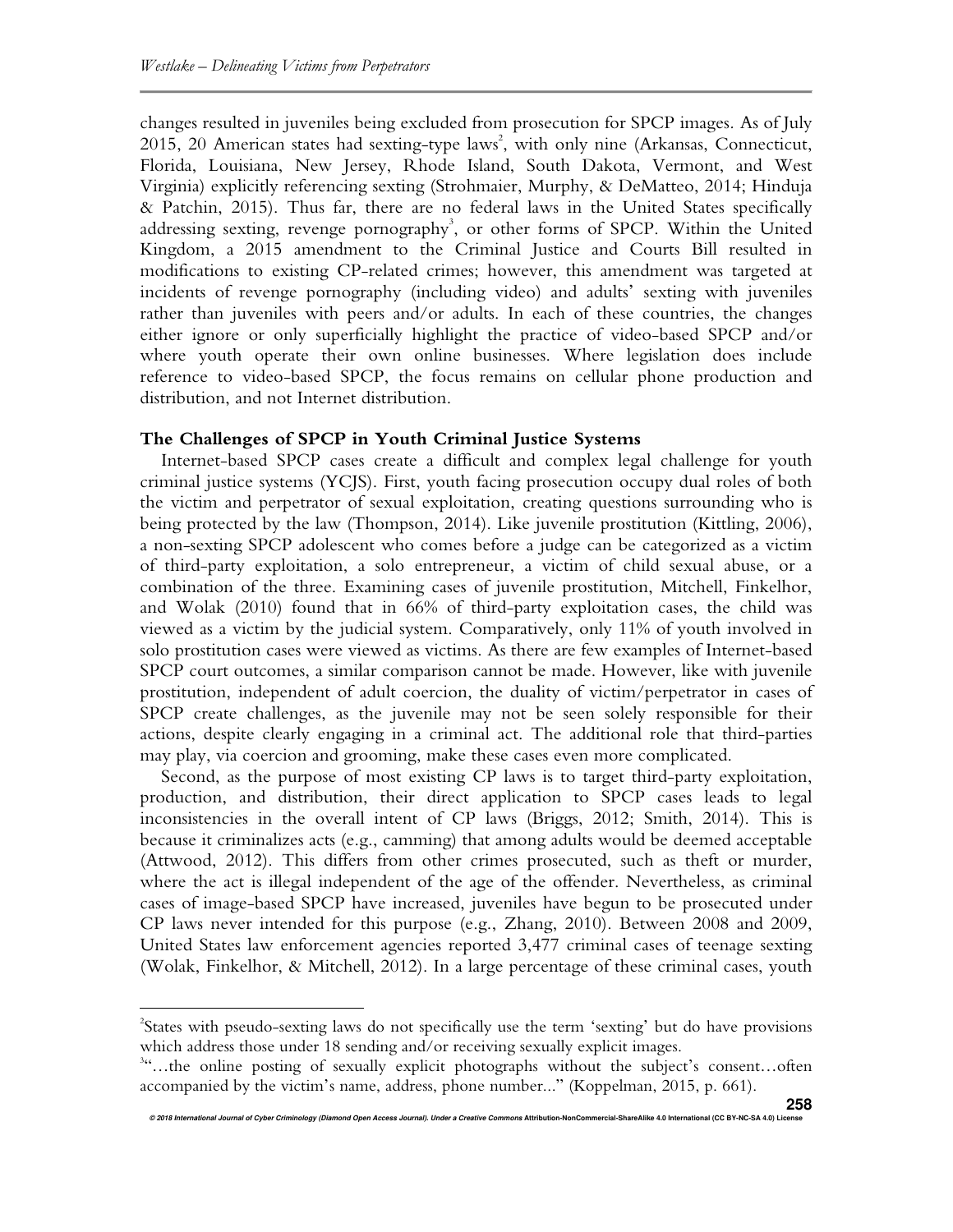changes resulted in juveniles being excluded from prosecution for SPCP images. As of July 2015, 20 American states had sexting-type laws[2], with only nine (Arkansas, Connecticut, Florida, Louisiana, New Jersey, Rhode Island, South Dakota, Vermont, and West Virginia) explicitly referencing sexting (Strohmaier, Murphy, & DeMatteo, 2014; Hinduja & Patchin, 2015). Thus far, there are no federal laws in the United States specifically addressing sexting, revenge pornography[3], or other forms of SPCP. Within the United Kingdom, a 2015 amendment to the Criminal Justice and Courts Bill resulted in modifications to existing CP-related crimes; however, this amendment was targeted at incidents of revenge pornography (including video) and adults' sexting with juveniles rather than juveniles with peers and/or adults. In each of these countries, the changes either ignore or only superficially highlight the practice of video-based SPCP and/or where youth operate their own online businesses. Where legislation does include reference to video-based SPCP, the focus remains on cellular phone production and distribution, and not Internet distribution.

**The Challenges of SPCP in Youth Criminal Justice Systems**

Internet-based SPCP cases create a difficult and complex legal challenge for youth criminal justice systems (YCJS). First, youth facing prosecution occupy dual roles of both the victim and perpetrator of sexual exploitation, creating questions surrounding who is being protected by the law (Thompson, 2014). Like juvenile prostitution (Kittling, 2006), a non-sexting SPCP adolescent who comes before a judge can be categorized as a victim of third-party exploitation, a solo entrepreneur, a victim of child sexual abuse, or a combination of the three. Examining cases of juvenile prostitution, Mitchell, Finkelhor, and Wolak (2010) found that in 66% of third-party exploitation cases, the child was viewed as a victim by the judicial system. Comparatively, only 11% of youth involved in solo prostitution cases were viewed as victims. As there are few examples of Internet-based SPCP court outcomes, a similar comparison cannot be made. However, like with juvenile prostitution, independent of adult coercion, the duality of victim/perpetrator in cases of SPCP create challenges, as the juvenile may not be seen solely responsible for their actions, despite clearly engaging in a criminal act. The additional role that third-parties may play, via coercion and grooming, make these cases even more complicated.

Second, as the purpose of most existing CP laws is to target third-party exploitation, production, and distribution, their direct application to SPCP cases leads to legal inconsistencies in the overall intent of CP laws (Briggs, 2012; Smith, 2014). This is because it criminalizes acts (e.g., camming) that among adults would be deemed acceptable (Attwood, 2012). This differs from other crimes prosecuted, such as theft or murder, where the act is illegal independent of the age of the offender. Nevertheless, as criminal cases of image-based SPCP have increased, juveniles have begun to be prosecuted under CP laws never intended for this purpose (e.g., Zhang, 2010). Between 2008 and 2009, United States law enforcement agencies reported 3,477 criminal cases of teenage sexting (Wolak, Finkelhor, & Mitchell, 2012). In a large percentage of these criminal cases, youth

---

[2] States with pseudo-sexting laws do not specifically use the term 'sexting' but do have provisions which address those under 18 sending and/or receiving sexually explicit images.

[3] "…the online posting of sexually explicit photographs without the subject's consent…often accompanied by the victim's name, address, phone number..." (Koppelman, 2015, p. 661).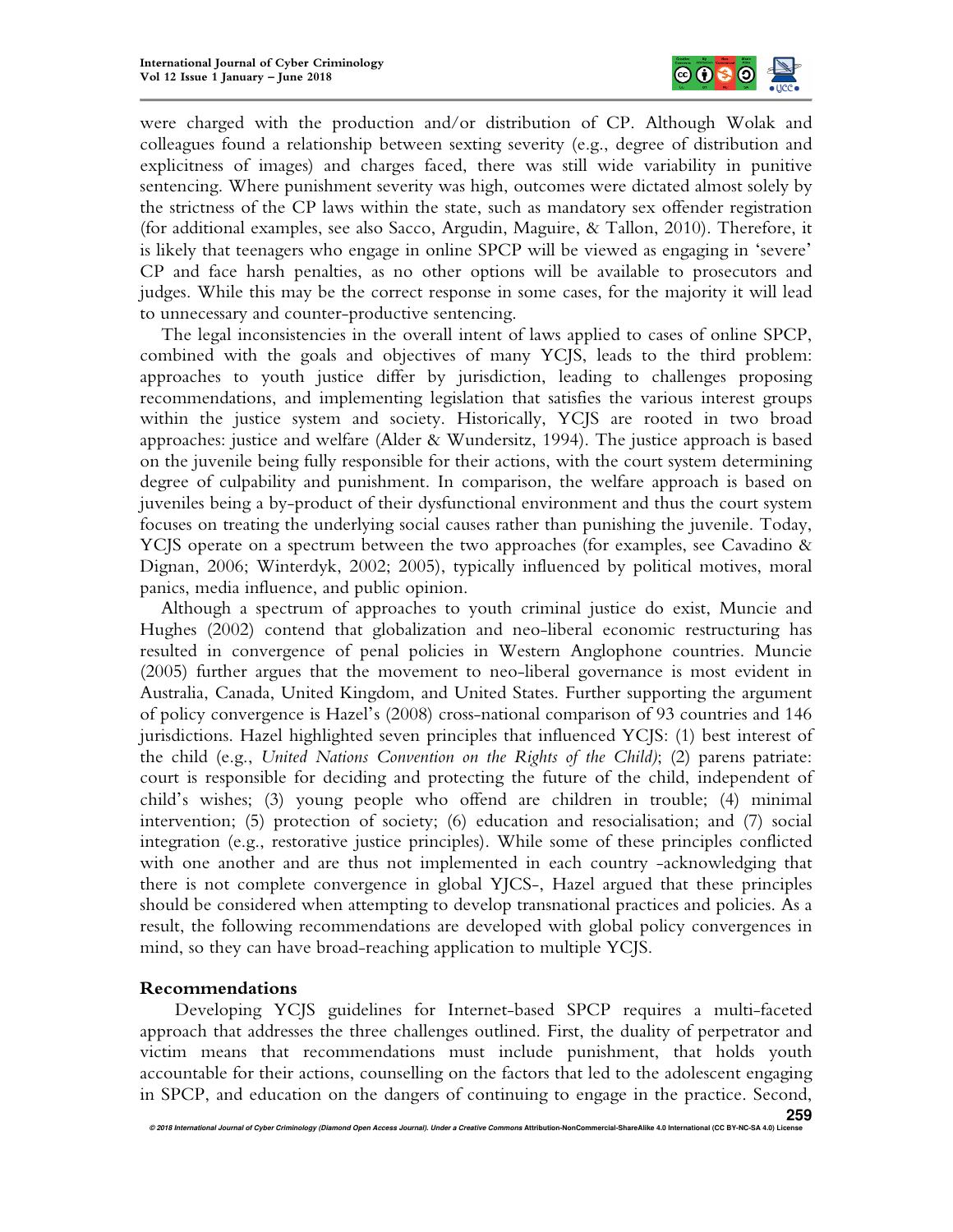were charged with the production and/or distribution of CP. Although Wolak and colleagues found a relationship between sexting severity (e.g., degree of distribution and explicitness of images) and charges faced, there was still wide variability in punitive sentencing. Where punishment severity was high, outcomes were dictated almost solely by the strictness of the CP laws within the state, such as mandatory sex offender registration (for additional examples, see also Sacco, Argudin, Maguire, & Tallon, 2010). Therefore, it is likely that teenagers who engage in online SPCP will be viewed as engaging in 'severe' CP and face harsh penalties, as no other options will be available to prosecutors and judges. While this may be the correct response in some cases, for the majority it will lead to unnecessary and counter-productive sentencing.

The legal inconsistencies in the overall intent of laws applied to cases of online SPCP, combined with the goals and objectives of many YCJS, leads to the third problem: approaches to youth justice differ by jurisdiction, leading to challenges proposing recommendations, and implementing legislation that satisfies the various interest groups within the justice system and society. Historically, YCJS are rooted in two broad approaches: justice and welfare (Alder & Wundersitz, 1994). The justice approach is based on the juvenile being fully responsible for their actions, with the court system determining degree of culpability and punishment. In comparison, the welfare approach is based on juveniles being a by-product of their dysfunctional environment and thus the court system focuses on treating the underlying social causes rather than punishing the juvenile. Today, YCJS operate on a spectrum between the two approaches (for examples, see Cavadino & Dignan, 2006; Winterdyk, 2002; 2005), typically influenced by political motives, moral panics, media influence, and public opinion.

Although a spectrum of approaches to youth criminal justice do exist, Muncie and Hughes (2002) contend that globalization and neo-liberal economic restructuring has resulted in convergence of penal policies in Western Anglophone countries. Muncie (2005) further argues that the movement to neo-liberal governance is most evident in Australia, Canada, United Kingdom, and United States. Further supporting the argument of policy convergence is Hazel's (2008) cross-national comparison of 93 countries and 146 jurisdictions. Hazel highlighted seven principles that influenced YCJS: (1) best interest of the child (e.g., *United Nations Convention on the Rights of the Child)*; (2) parens patriate: court is responsible for deciding and protecting the future of the child, independent of child's wishes; (3) young people who offend are children in trouble; (4) minimal intervention; (5) protection of society; (6) education and resocialisation; and (7) social integration (e.g., restorative justice principles). While some of these principles conflicted with one another and are thus not implemented in each country -acknowledging that there is not complete convergence in global YJCS-, Hazel argued that these principles should be considered when attempting to develop transnational practices and policies. As a result, the following recommendations are developed with global policy convergences in mind, so they can have broad-reaching application to multiple YCJS.

## Recommendations

Developing YCJS guidelines for Internet-based SPCP requires a multi-faceted approach that addresses the three challenges outlined. First, the duality of perpetrator and victim means that recommendations must include punishment, that holds youth accountable for their actions, counselling on the factors that led to the adolescent engaging in SPCP, and education on the dangers of continuing to engage in the practice. Second,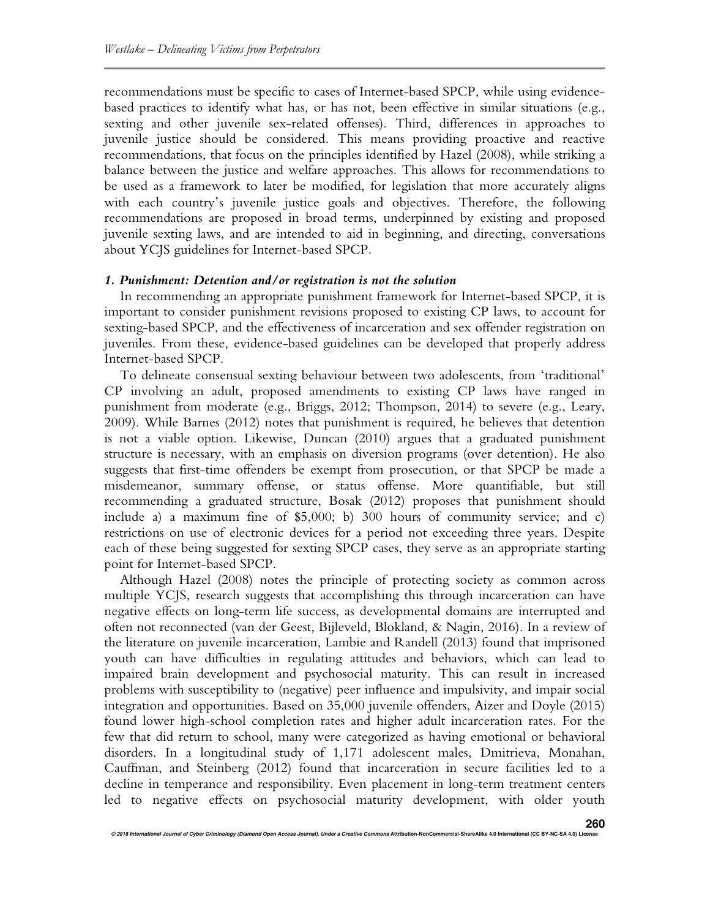recommendations must be specific to cases of Internet-based SPCP, while using evidence-based practices to identify what has, or has not, been effective in similar situations (e.g., sexting and other juvenile sex-related offenses). Third, differences in approaches to juvenile justice should be considered. This means providing proactive and reactive recommendations, that focus on the principles identified by Hazel (2008), while striking a balance between the justice and welfare approaches. This allows for recommendations to be used as a framework to later be modified, for legislation that more accurately aligns with each country's juvenile justice goals and objectives. Therefore, the following recommendations are proposed in broad terms, underpinned by existing and proposed juvenile sexting laws, and are intended to aid in beginning, and directing, conversations about YCJS guidelines for Internet-based SPCP.

***1. Punishment: Detention and/or registration is not the solution***

In recommending an appropriate punishment framework for Internet-based SPCP, it is important to consider punishment revisions proposed to existing CP laws, to account for sexting-based SPCP, and the effectiveness of incarceration and sex offender registration on juveniles. From these, evidence-based guidelines can be developed that properly address Internet-based SPCP.

To delineate consensual sexting behaviour between two adolescents, from 'traditional' CP involving an adult, proposed amendments to existing CP laws have ranged in punishment from moderate (e.g., Briggs, 2012; Thompson, 2014) to severe (e.g., Leary, 2009). While Barnes (2012) notes that punishment is required, he believes that detention is not a viable option. Likewise, Duncan (2010) argues that a graduated punishment structure is necessary, with an emphasis on diversion programs (over detention). He also suggests that first-time offenders be exempt from prosecution, or that SPCP be made a misdemeanor, summary offense, or status offense. More quantifiable, but still recommending a graduated structure, Bosak (2012) proposes that punishment should include a) a maximum fine of $5,000; b) 300 hours of community service; and c) restrictions on use of electronic devices for a period not exceeding three years. Despite each of these being suggested for sexting SPCP cases, they serve as an appropriate starting point for Internet-based SPCP.

Although Hazel (2008) notes the principle of protecting society as common across multiple YCJS, research suggests that accomplishing this through incarceration can have negative effects on long-term life success, as developmental domains are interrupted and often not reconnected (van der Geest, Bijleveld, Blokland, & Nagin, 2016). In a review of the literature on juvenile incarceration, Lambie and Randell (2013) found that imprisoned youth can have difficulties in regulating attitudes and behaviors, which can lead to impaired brain development and psychosocial maturity. This can result in increased problems with susceptibility to (negative) peer influence and impulsivity, and impair social integration and opportunities. Based on 35,000 juvenile offenders, Aizer and Doyle (2015) found lower high-school completion rates and higher adult incarceration rates. For the few that did return to school, many were categorized as having emotional or behavioral disorders. In a longitudinal study of 1,171 adolescent males, Dmitrieva, Monahan, Cauffman, and Steinberg (2012) found that incarceration in secure facilities led to a decline in temperance and responsibility. Even placement in long-term treatment centers led to negative effects on psychosocial maturity development, with older youth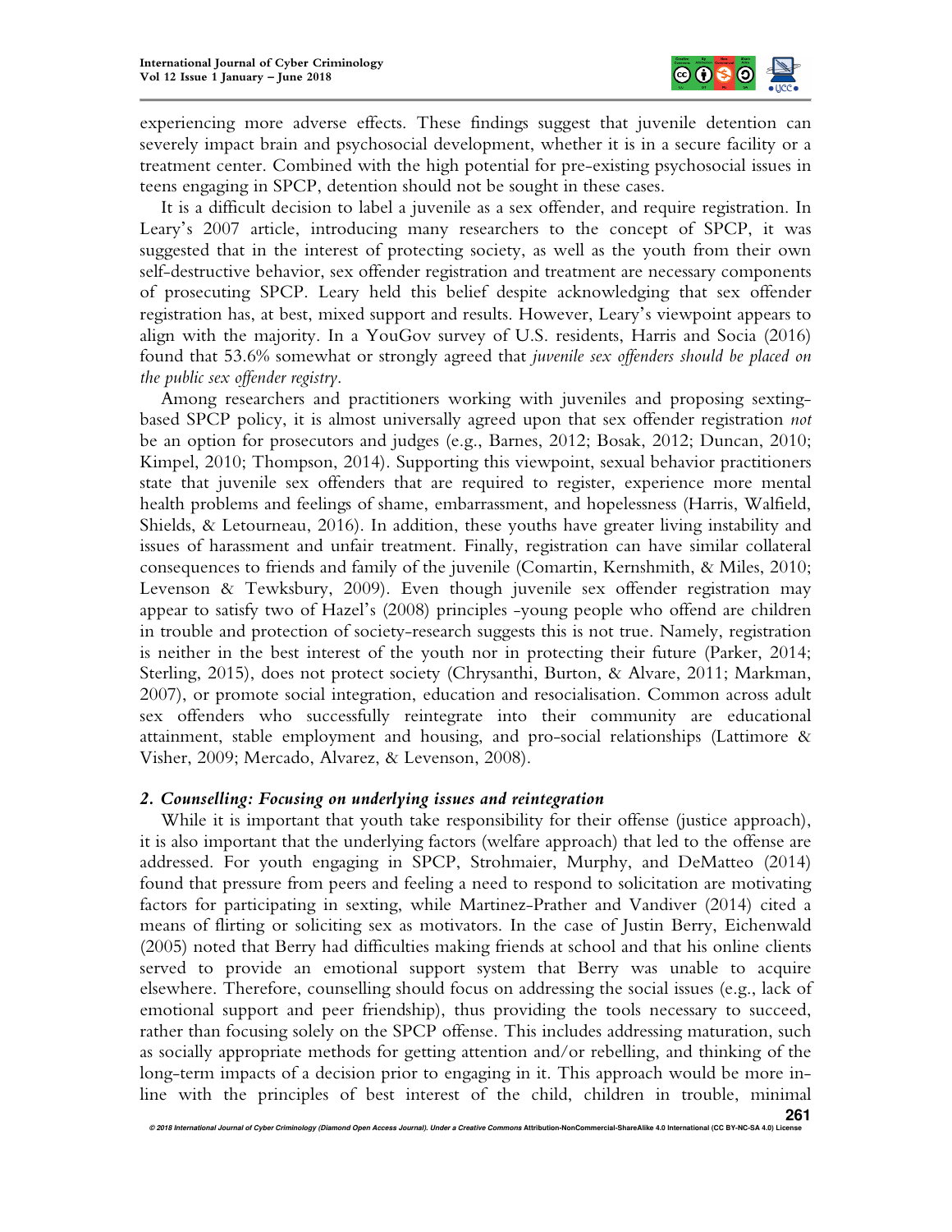experiencing more adverse effects. These findings suggest that juvenile detention can severely impact brain and psychosocial development, whether it is in a secure facility or a treatment center. Combined with the high potential for pre-existing psychosocial issues in teens engaging in SPCP, detention should not be sought in these cases.

It is a difficult decision to label a juvenile as a sex offender, and require registration. In Leary's 2007 article, introducing many researchers to the concept of SPCP, it was suggested that in the interest of protecting society, as well as the youth from their own self-destructive behavior, sex offender registration and treatment are necessary components of prosecuting SPCP. Leary held this belief despite acknowledging that sex offender registration has, at best, mixed support and results. However, Leary's viewpoint appears to align with the majority. In a YouGov survey of U.S. residents, Harris and Socia (2016) found that 53.6% somewhat or strongly agreed that *juvenile sex offenders should be placed on the public sex offender registry*.

Among researchers and practitioners working with juveniles and proposing sexting-based SPCP policy, it is almost universally agreed upon that sex offender registration *not* be an option for prosecutors and judges (e.g., Barnes, 2012; Bosak, 2012; Duncan, 2010; Kimpel, 2010; Thompson, 2014). Supporting this viewpoint, sexual behavior practitioners state that juvenile sex offenders that are required to register, experience more mental health problems and feelings of shame, embarrassment, and hopelessness (Harris, Walfield, Shields, & Letourneau, 2016). In addition, these youths have greater living instability and issues of harassment and unfair treatment. Finally, registration can have similar collateral consequences to friends and family of the juvenile (Comartin, Kernshmith, & Miles, 2010; Levenson & Tewksbury, 2009). Even though juvenile sex offender registration may appear to satisfy two of Hazel's (2008) principles -young people who offend are children in trouble and protection of society-research suggests this is not true. Namely, registration is neither in the best interest of the youth nor in protecting their future (Parker, 2014; Sterling, 2015), does not protect society (Chrysanthi, Burton, & Alvare, 2011; Markman, 2007), or promote social integration, education and resocialisation. Common across adult sex offenders who successfully reintegrate into their community are educational attainment, stable employment and housing, and pro-social relationships (Lattimore & Visher, 2009; Mercado, Alvarez, & Levenson, 2008).

### *2. Counselling: Focusing on underlying issues and reintegration*

While it is important that youth take responsibility for their offense (justice approach), it is also important that the underlying factors (welfare approach) that led to the offense are addressed. For youth engaging in SPCP, Strohmaier, Murphy, and DeMatteo (2014) found that pressure from peers and feeling a need to respond to solicitation are motivating factors for participating in sexting, while Martinez-Prather and Vandiver (2014) cited a means of flirting or soliciting sex as motivators. In the case of Justin Berry, Eichenwald (2005) noted that Berry had difficulties making friends at school and that his online clients served to provide an emotional support system that Berry was unable to acquire elsewhere. Therefore, counselling should focus on addressing the social issues (e.g., lack of emotional support and peer friendship), thus providing the tools necessary to succeed, rather than focusing solely on the SPCP offense. This includes addressing maturation, such as socially appropriate methods for getting attention and/or rebelling, and thinking of the long-term impacts of a decision prior to engaging in it. This approach would be more in-line with the principles of best interest of the child, children in trouble, minimal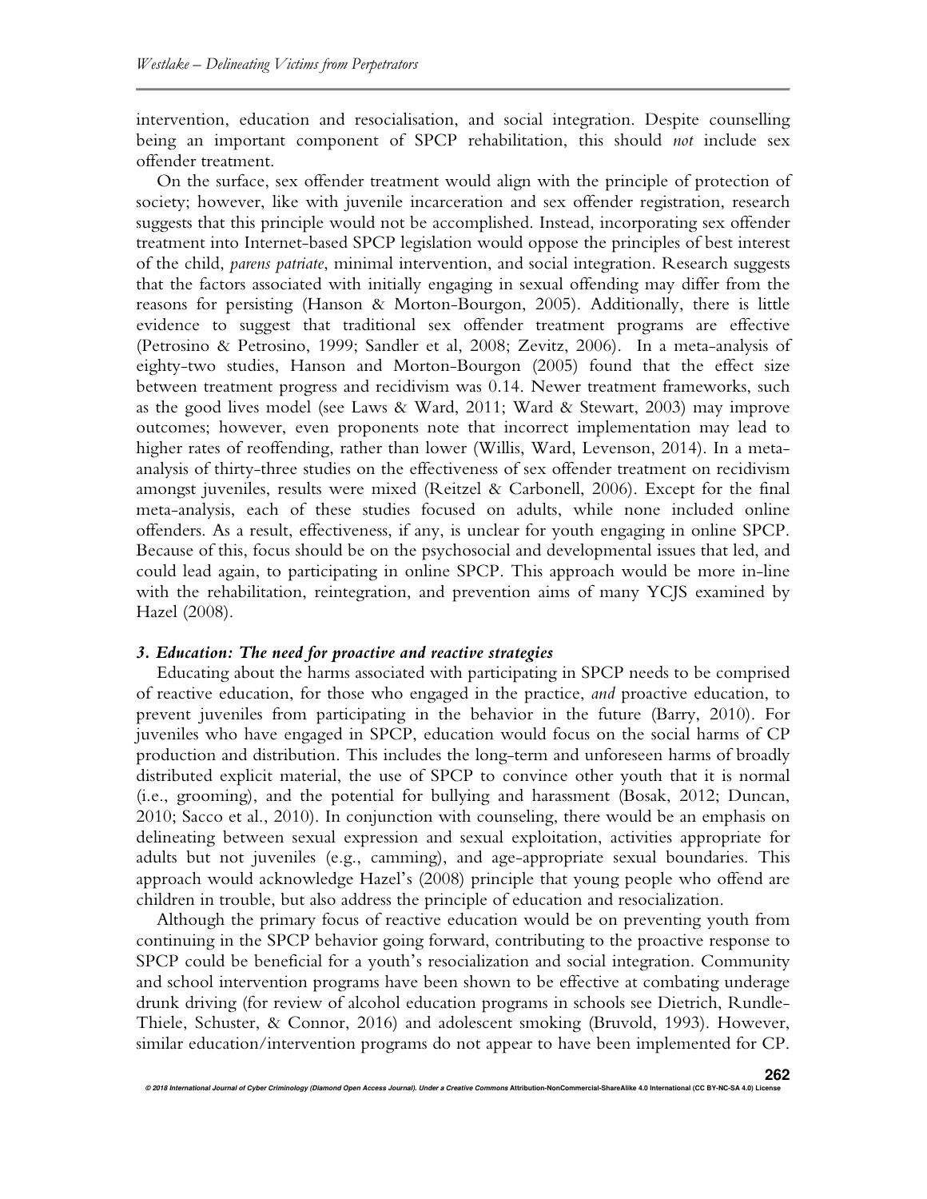intervention, education and resocialisation, and social integration. Despite counselling being an important component of SPCP rehabilitation, this should *not* include sex offender treatment.

On the surface, sex offender treatment would align with the principle of protection of society; however, like with juvenile incarceration and sex offender registration, research suggests that this principle would not be accomplished. Instead, incorporating sex offender treatment into Internet-based SPCP legislation would oppose the principles of best interest of the child, *parens patriate*, minimal intervention, and social integration. Research suggests that the factors associated with initially engaging in sexual offending may differ from the reasons for persisting (Hanson & Morton-Bourgon, 2005). Additionally, there is little evidence to suggest that traditional sex offender treatment programs are effective (Petrosino & Petrosino, 1999; Sandler et al, 2008; Zevitz, 2006). In a meta-analysis of eighty-two studies, Hanson and Morton-Bourgon (2005) found that the effect size between treatment progress and recidivism was 0.14. Newer treatment frameworks, such as the good lives model (see Laws & Ward, 2011; Ward & Stewart, 2003) may improve outcomes; however, even proponents note that incorrect implementation may lead to higher rates of reoffending, rather than lower (Willis, Ward, Levenson, 2014). In a meta-analysis of thirty-three studies on the effectiveness of sex offender treatment on recidivism amongst juveniles, results were mixed (Reitzel & Carbonell, 2006). Except for the final meta-analysis, each of these studies focused on adults, while none included online offenders. As a result, effectiveness, if any, is unclear for youth engaging in online SPCP. Because of this, focus should be on the psychosocial and developmental issues that led, and could lead again, to participating in online SPCP. This approach would be more in-line with the rehabilitation, reintegration, and prevention aims of many YCJS examined by Hazel (2008).

### *3. Education: The need for proactive and reactive strategies*

Educating about the harms associated with participating in SPCP needs to be comprised of reactive education, for those who engaged in the practice, *and* proactive education, to prevent juveniles from participating in the behavior in the future (Barry, 2010). For juveniles who have engaged in SPCP, education would focus on the social harms of CP production and distribution. This includes the long-term and unforeseen harms of broadly distributed explicit material, the use of SPCP to convince other youth that it is normal (i.e., grooming), and the potential for bullying and harassment (Bosak, 2012; Duncan, 2010; Sacco et al., 2010). In conjunction with counseling, there would be an emphasis on delineating between sexual expression and sexual exploitation, activities appropriate for adults but not juveniles (e.g., camming), and age-appropriate sexual boundaries. This approach would acknowledge Hazel's (2008) principle that young people who offend are children in trouble, but also address the principle of education and resocialization.

Although the primary focus of reactive education would be on preventing youth from continuing in the SPCP behavior going forward, contributing to the proactive response to SPCP could be beneficial for a youth's resocialization and social integration. Community and school intervention programs have been shown to be effective at combating underage drunk driving (for review of alcohol education programs in schools see Dietrich, Rundle-Thiele, Schuster, & Connor, 2016) and adolescent smoking (Bruvold, 1993). However, similar education/intervention programs do not appear to have been implemented for CP.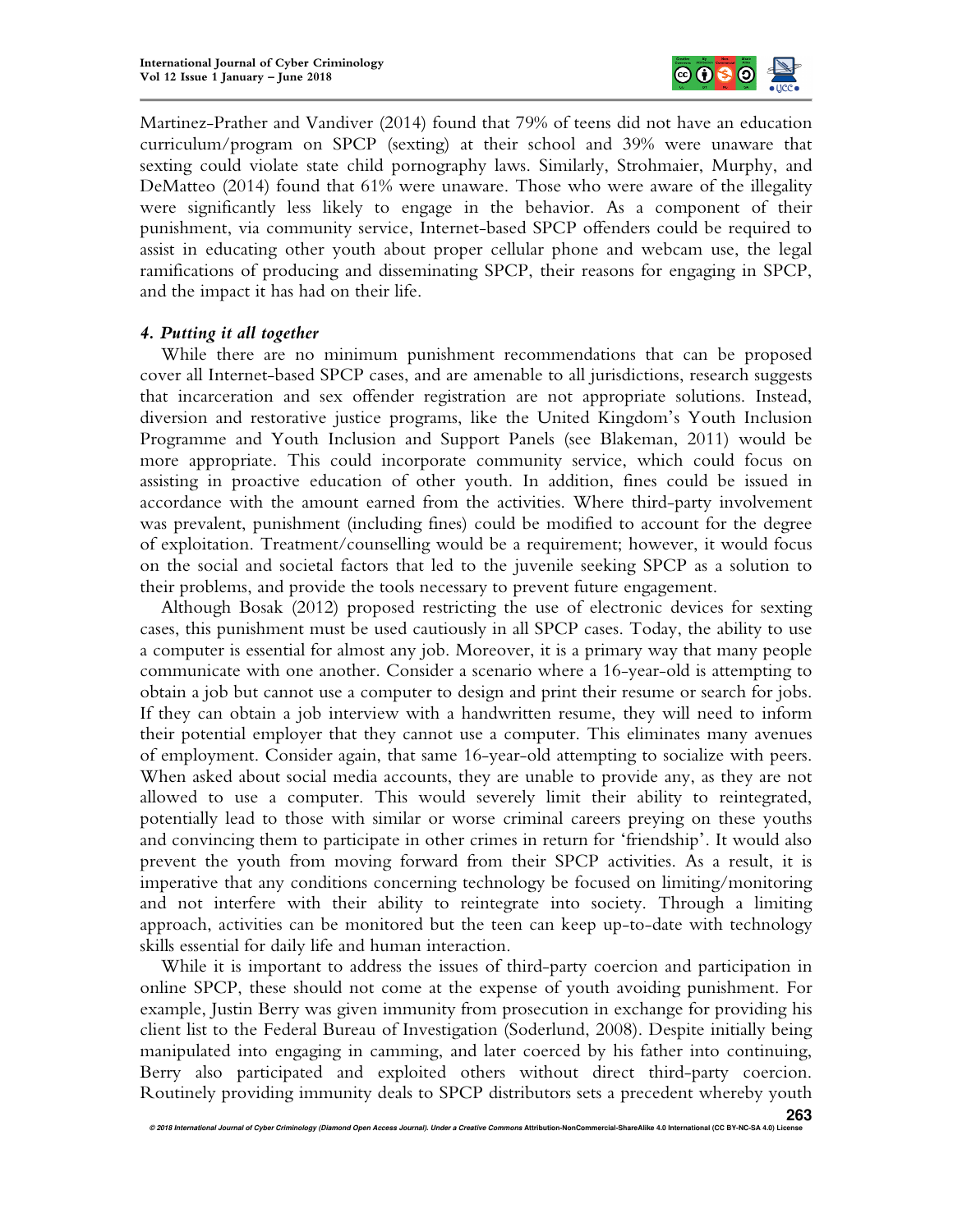Martinez-Prather and Vandiver (2014) found that 79% of teens did not have an education curriculum/program on SPCP (sexting) at their school and 39% were unaware that sexting could violate state child pornography laws. Similarly, Strohmaier, Murphy, and DeMatteo (2014) found that 61% were unaware. Those who were aware of the illegality were significantly less likely to engage in the behavior. As a component of their punishment, via community service, Internet-based SPCP offenders could be required to assist in educating other youth about proper cellular phone and webcam use, the legal ramifications of producing and disseminating SPCP, their reasons for engaging in SPCP, and the impact it has had on their life.

### *4. Putting it all together*

While there are no minimum punishment recommendations that can be proposed cover all Internet-based SPCP cases, and are amenable to all jurisdictions, research suggests that incarceration and sex offender registration are not appropriate solutions. Instead, diversion and restorative justice programs, like the United Kingdom's Youth Inclusion Programme and Youth Inclusion and Support Panels (see Blakeman, 2011) would be more appropriate. This could incorporate community service, which could focus on assisting in proactive education of other youth. In addition, fines could be issued in accordance with the amount earned from the activities. Where third-party involvement was prevalent, punishment (including fines) could be modified to account for the degree of exploitation. Treatment/counselling would be a requirement; however, it would focus on the social and societal factors that led to the juvenile seeking SPCP as a solution to their problems, and provide the tools necessary to prevent future engagement.

Although Bosak (2012) proposed restricting the use of electronic devices for sexting cases, this punishment must be used cautiously in all SPCP cases. Today, the ability to use a computer is essential for almost any job. Moreover, it is a primary way that many people communicate with one another. Consider a scenario where a 16-year-old is attempting to obtain a job but cannot use a computer to design and print their resume or search for jobs. If they can obtain a job interview with a handwritten resume, they will need to inform their potential employer that they cannot use a computer. This eliminates many avenues of employment. Consider again, that same 16-year-old attempting to socialize with peers. When asked about social media accounts, they are unable to provide any, as they are not allowed to use a computer. This would severely limit their ability to reintegrated, potentially lead to those with similar or worse criminal careers preying on these youths and convincing them to participate in other crimes in return for 'friendship'. It would also prevent the youth from moving forward from their SPCP activities. As a result, it is imperative that any conditions concerning technology be focused on limiting/monitoring and not interfere with their ability to reintegrate into society. Through a limiting approach, activities can be monitored but the teen can keep up-to-date with technology skills essential for daily life and human interaction.

While it is important to address the issues of third-party coercion and participation in online SPCP, these should not come at the expense of youth avoiding punishment. For example, Justin Berry was given immunity from prosecution in exchange for providing his client list to the Federal Bureau of Investigation (Soderlund, 2008). Despite initially being manipulated into engaging in camming, and later coerced by his father into continuing, Berry also participated and exploited others without direct third-party coercion. Routinely providing immunity deals to SPCP distributors sets a precedent whereby youth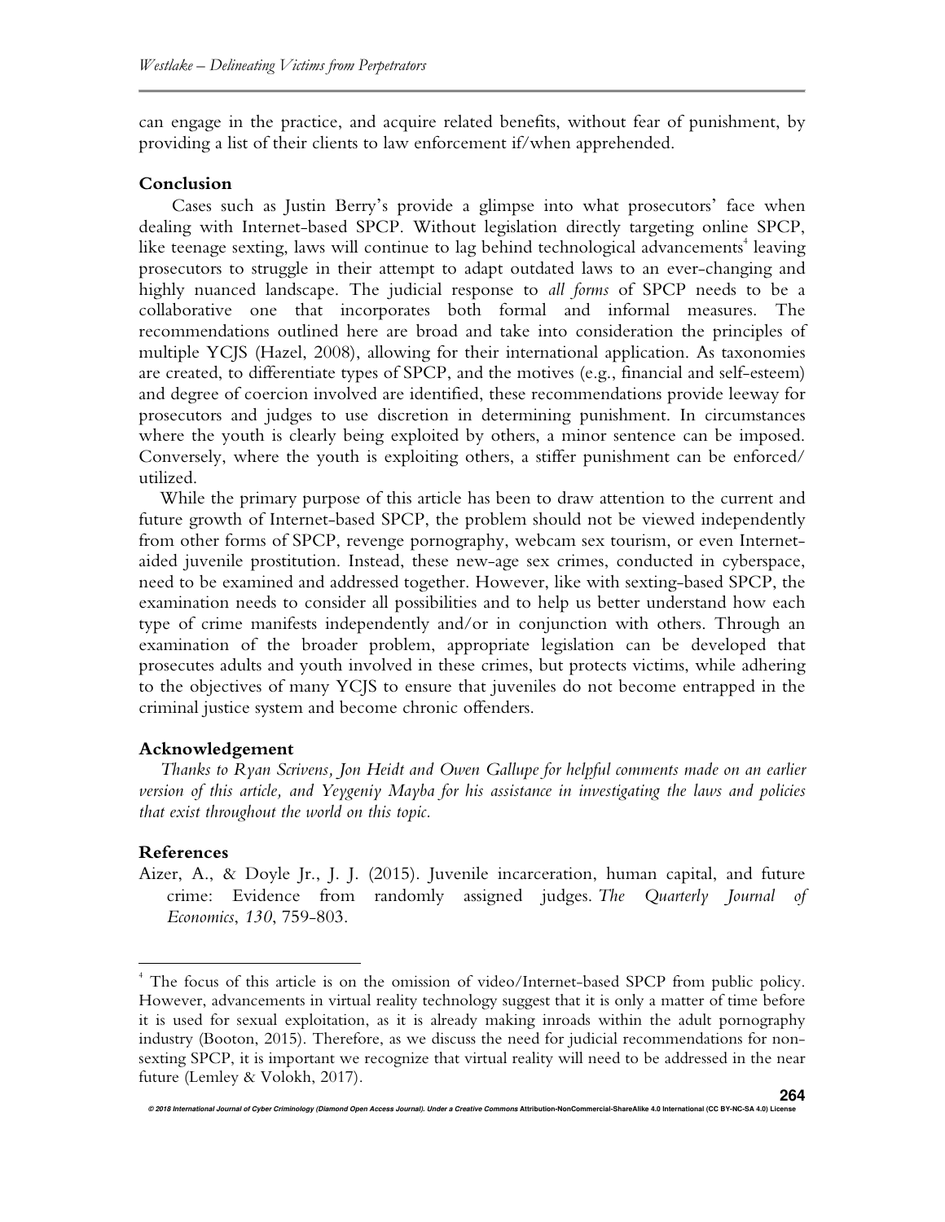can engage in the practice, and acquire related benefits, without fear of punishment, by providing a list of their clients to law enforcement if/when apprehended.

## Conclusion

Cases such as Justin Berry's provide a glimpse into what prosecutors' face when dealing with Internet-based SPCP. Without legislation directly targeting online SPCP, like teenage sexting, laws will continue to lag behind technological advancements[4] leaving prosecutors to struggle in their attempt to adapt outdated laws to an ever-changing and highly nuanced landscape. The judicial response to *all forms* of SPCP needs to be a collaborative one that incorporates both formal and informal measures. The recommendations outlined here are broad and take into consideration the principles of multiple YCJS (Hazel, 2008), allowing for their international application. As taxonomies are created, to differentiate types of SPCP, and the motives (e.g., financial and self-esteem) and degree of coercion involved are identified, these recommendations provide leeway for prosecutors and judges to use discretion in determining punishment. In circumstances where the youth is clearly being exploited by others, a minor sentence can be imposed. Conversely, where the youth is exploiting others, a stiffer punishment can be enforced/ utilized.

While the primary purpose of this article has been to draw attention to the current and future growth of Internet-based SPCP, the problem should not be viewed independently from other forms of SPCP, revenge pornography, webcam sex tourism, or even Internet-aided juvenile prostitution. Instead, these new-age sex crimes, conducted in cyberspace, need to be examined and addressed together. However, like with sexting-based SPCP, the examination needs to consider all possibilities and to help us better understand how each type of crime manifests independently and/or in conjunction with others. Through an examination of the broader problem, appropriate legislation can be developed that prosecutes adults and youth involved in these crimes, but protects victims, while adhering to the objectives of many YCJS to ensure that juveniles do not become entrapped in the criminal justice system and become chronic offenders.

## Acknowledgement

*Thanks to Ryan Scrivens, Jon Heidt and Owen Gallupe for helpful comments made on an earlier version of this article, and Yeygeniy Mayba for his assistance in investigating the laws and policies that exist throughout the world on this topic.*

## References

Aizer, A., & Doyle Jr., J. J. (2015). Juvenile incarceration, human capital, and future crime: Evidence from randomly assigned judges. *The Quarterly Journal of Economics*, *130*, 759-803.

[4] The focus of this article is on the omission of video/Internet-based SPCP from public policy. However, advancements in virtual reality technology suggest that it is only a matter of time before it is used for sexual exploitation, as it is already making inroads within the adult pornography industry (Booton, 2015). Therefore, as we discuss the need for judicial recommendations for non-sexting SPCP, it is important we recognize that virtual reality will need to be addressed in the near future (Lemley & Volokh, 2017).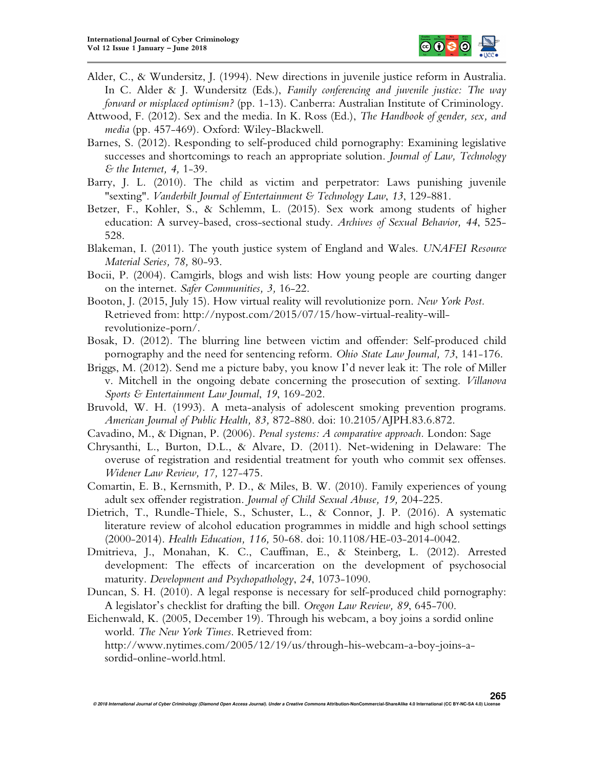Alder, C., & Wundersitz, J. (1994). New directions in juvenile justice reform in Australia. In C. Alder & J. Wundersitz (Eds.), *Family conferencing and juvenile justice: The way forward or misplaced optimism?* (pp. 1-13). Canberra: Australian Institute of Criminology.

Attwood, F. (2012). Sex and the media. In K. Ross (Ed.), *The Handbook of gender, sex, and media* (pp. 457-469). Oxford: Wiley-Blackwell.

Barnes, S. (2012). Responding to self-produced child pornography: Examining legislative successes and shortcomings to reach an appropriate solution. *Journal of Law, Technology & the Internet, 4,* 1-39.

Barry, J. L. (2010). The child as victim and perpetrator: Laws punishing juvenile "sexting". *Vanderbilt Journal of Entertainment & Technology Law*, *13*, 129-881.

Betzer, F., Kohler, S., & Schlemm, L. (2015). Sex work among students of higher education: A survey-based, cross-sectional study. *Archives of Sexual Behavior, 44*, 525-528.

Blakeman, I. (2011). The youth justice system of England and Wales. *UNAFEI Resource Material Series, 78,* 80-93.

Bocii, P. (2004). Camgirls, blogs and wish lists: How young people are courting danger on the internet. *Safer Communities, 3,* 16-22.

Booton, J. (2015, July 15). How virtual reality will revolutionize porn. *New York Post.* Retrieved from: http://nypost.com/2015/07/15/how-virtual-reality-will-revolutionize-porn/.

Bosak, D. (2012). The blurring line between victim and offender: Self-produced child pornography and the need for sentencing reform. *Ohio State Law Journal, 73*, 141-176.

Briggs, M. (2012). Send me a picture baby, you know I'd never leak it: The role of Miller v. Mitchell in the ongoing debate concerning the prosecution of sexting. *Villanova Sports & Entertainment Law Journal*, *19*, 169-202.

Bruvold, W. H. (1993). A meta-analysis of adolescent smoking prevention programs. *American Journal of Public Health, 83,* 872-880. doi: 10.2105/AJPH.83.6.872.

Cavadino, M., & Dignan, P. (2006). *Penal systems: A comparative approach.* London: Sage

Chrysanthi, L., Burton, D.L., & Alvare, D. (2011). Net-widening in Delaware: The overuse of registration and residential treatment for youth who commit sex offenses. *Widener Law Review, 17,* 127-475.

Comartin, E. B., Kernsmith, P. D., & Miles, B. W. (2010). Family experiences of young adult sex offender registration. *Journal of Child Sexual Abuse, 19,* 204-225.

Dietrich, T., Rundle-Thiele, S., Schuster, L., & Connor, J. P. (2016). A systematic literature review of alcohol education programmes in middle and high school settings (2000-2014). *Health Education, 116,* 50-68. doi: 10.1108/HE-03-2014-0042.

Dmitrieva, J., Monahan, K. C., Cauffman, E., & Steinberg, L. (2012). Arrested development: The effects of incarceration on the development of psychosocial maturity. *Development and Psychopathology*, *24*, 1073-1090.

Duncan, S. H. (2010). A legal response is necessary for self-produced child pornography: A legislator's checklist for drafting the bill. *Oregon Law Review, 89*, 645-700.

Eichenwald, K. (2005, December 19). Through his webcam, a boy joins a sordid online world. *The New York Times.* Retrieved from: http://www.nytimes.com/2005/12/19/us/through-his-webcam-a-boy-joins-a-sordid-online-world.html.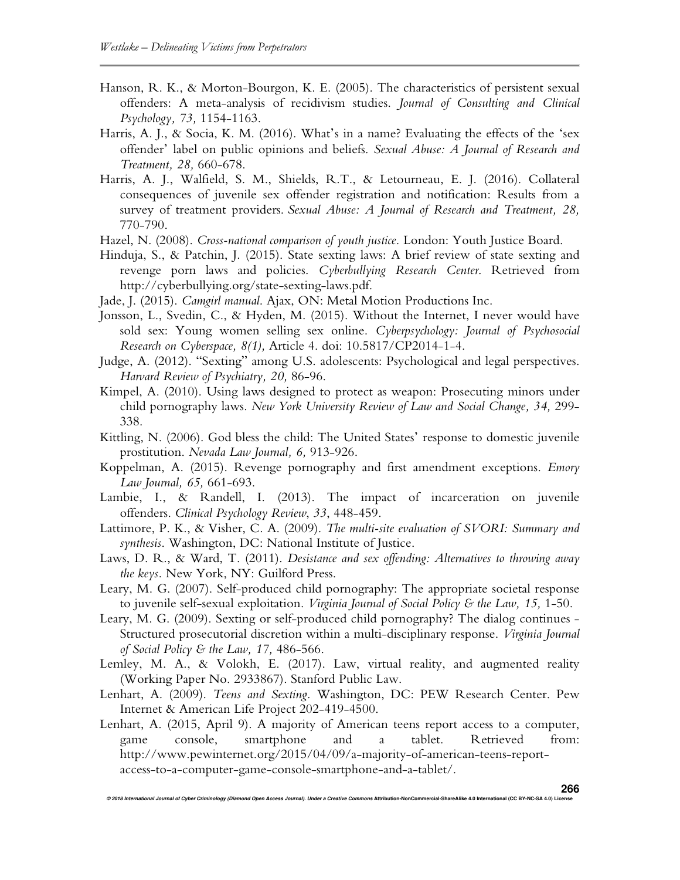Hanson, R. K., & Morton-Bourgon, K. E. (2005). The characteristics of persistent sexual offenders: A meta-analysis of recidivism studies. *Journal of Consulting and Clinical Psychology, 73,* 1154-1163.

Harris, A. J., & Socia, K. M. (2016). What's in a name? Evaluating the effects of the 'sex offender' label on public opinions and beliefs. *Sexual Abuse: A Journal of Research and Treatment, 28,* 660-678.

Harris, A. J., Walfield, S. M., Shields, R.T., & Letourneau, E. J. (2016). Collateral consequences of juvenile sex offender registration and notification: Results from a survey of treatment providers. *Sexual Abuse: A Journal of Research and Treatment, 28,* 770-790.

Hazel, N. (2008). *Cross-national comparison of youth justice.* London: Youth Justice Board.

Hinduja, S., & Patchin, J. (2015). State sexting laws: A brief review of state sexting and revenge porn laws and policies. *Cyberbullying Research Center.* Retrieved from http://cyberbullying.org/state-sexting-laws.pdf.

Jade, J. (2015). *Camgirl manual.* Ajax, ON: Metal Motion Productions Inc.

Jonsson, L., Svedin, C., & Hyden, M. (2015). Without the Internet, I never would have sold sex: Young women selling sex online. *Cyberpsychology: Journal of Psychosocial Research on Cyberspace, 8(1),* Article 4. doi: 10.5817/CP2014-1-4.

Judge, A. (2012). "Sexting" among U.S. adolescents: Psychological and legal perspectives. *Harvard Review of Psychiatry, 20,* 86-96.

Kimpel, A. (2010). Using laws designed to protect as weapon: Prosecuting minors under child pornography laws. *New York University Review of Law and Social Change, 34,* 299-338.

Kittling, N. (2006). God bless the child: The United States' response to domestic juvenile prostitution. *Nevada Law Journal, 6,* 913-926.

Koppelman, A. (2015). Revenge pornography and first amendment exceptions. *Emory Law Journal, 65,* 661-693.

Lambie, I., & Randell, I. (2013). The impact of incarceration on juvenile offenders. *Clinical Psychology Review*, *33*, 448-459.

Lattimore, P. K., & Visher, C. A. (2009). *The multi-site evaluation of SVORI: Summary and synthesis.* Washington, DC: National Institute of Justice.

Laws, D. R., & Ward, T. (2011). *Desistance and sex offending: Alternatives to throwing away the keys.* New York, NY: Guilford Press.

Leary, M. G. (2007). Self-produced child pornography: The appropriate societal response to juvenile self-sexual exploitation. *Virginia Journal of Social Policy & the Law, 15,* 1-50.

Leary, M. G. (2009). Sexting or self-produced child pornography? The dialog continues - Structured prosecutorial discretion within a multi-disciplinary response. *Virginia Journal of Social Policy & the Law, 17,* 486-566.

Lemley, M. A., & Volokh, E. (2017). Law, virtual reality, and augmented reality (Working Paper No. 2933867). Stanford Public Law.

Lenhart, A. (2009). *Teens and Sexting.* Washington, DC: PEW Research Center. Pew Internet & American Life Project 202-419-4500.

Lenhart, A. (2015, April 9). A majority of American teens report access to a computer, game console, smartphone and a tablet. Retrieved from: http://www.pewinternet.org/2015/04/09/a-majority-of-american-teens-report-access-to-a-computer-game-console-smartphone-and-a-tablet/.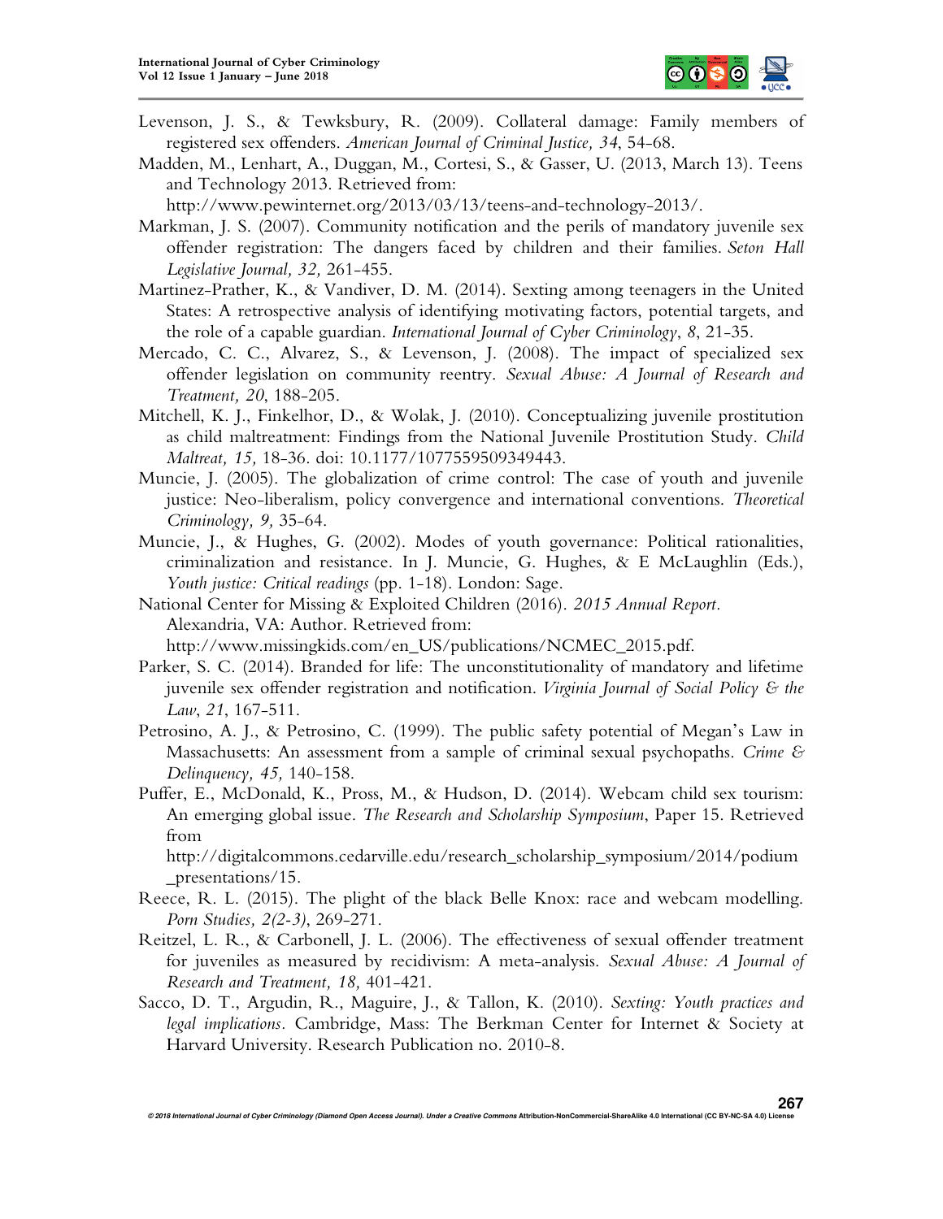Levenson, J. S., & Tewksbury, R. (2009). Collateral damage: Family members of registered sex offenders. *American Journal of Criminal Justice, 34*, 54-68.

Madden, M., Lenhart, A., Duggan, M., Cortesi, S., & Gasser, U. (2013, March 13). Teens and Technology 2013. Retrieved from: http://www.pewinternet.org/2013/03/13/teens-and-technology-2013/.

Markman, J. S. (2007). Community notification and the perils of mandatory juvenile sex offender registration: The dangers faced by children and their families. *Seton Hall Legislative Journal, 32,* 261-455.

Martinez-Prather, K., & Vandiver, D. M. (2014). Sexting among teenagers in the United States: A retrospective analysis of identifying motivating factors, potential targets, and the role of a capable guardian. *International Journal of Cyber Criminology*, *8*, 21-35.

Mercado, C. C., Alvarez, S., & Levenson, J. (2008). The impact of specialized sex offender legislation on community reentry. *Sexual Abuse: A Journal of Research and Treatment, 20*, 188-205.

Mitchell, K. J., Finkelhor, D., & Wolak, J. (2010). Conceptualizing juvenile prostitution as child maltreatment: Findings from the National Juvenile Prostitution Study. *Child Maltreat, 15,* 18-36. doi: 10.1177/1077559509349443.

Muncie, J. (2005). The globalization of crime control: The case of youth and juvenile justice: Neo-liberalism, policy convergence and international conventions. *Theoretical Criminology, 9,* 35-64.

Muncie, J., & Hughes, G. (2002). Modes of youth governance: Political rationalities, criminalization and resistance. In J. Muncie, G. Hughes, & E McLaughlin (Eds.), *Youth justice: Critical readings* (pp. 1-18). London: Sage.

National Center for Missing & Exploited Children (2016). *2015 Annual Report.* Alexandria, VA: Author. Retrieved from: http://www.missingkids.com/en_US/publications/NCMEC_2015.pdf.

Parker, S. C. (2014). Branded for life: The unconstitutionality of mandatory and lifetime juvenile sex offender registration and notification. *Virginia Journal of Social Policy & the Law*, *21*, 167-511.

Petrosino, A. J., & Petrosino, C. (1999). The public safety potential of Megan's Law in Massachusetts: An assessment from a sample of criminal sexual psychopaths. *Crime & Delinquency, 45,* 140-158.

Puffer, E., McDonald, K., Pross, M., & Hudson, D. (2014). Webcam child sex tourism: An emerging global issue. *The Research and Scholarship Symposium*, Paper 15. Retrieved from http://digitalcommons.cedarville.edu/research_scholarship_symposium/2014/podium_presentations/15.

Reece, R. L. (2015). The plight of the black Belle Knox: race and webcam modelling. *Porn Studies, 2(2-3)*, 269-271.

Reitzel, L. R., & Carbonell, J. L. (2006). The effectiveness of sexual offender treatment for juveniles as measured by recidivism: A meta-analysis. *Sexual Abuse: A Journal of Research and Treatment, 18,* 401-421.

Sacco, D. T., Argudin, R., Maguire, J., & Tallon, K. (2010). *Sexting: Youth practices and legal implications*. Cambridge, Mass: The Berkman Center for Internet & Society at Harvard University. Research Publication no. 2010-8.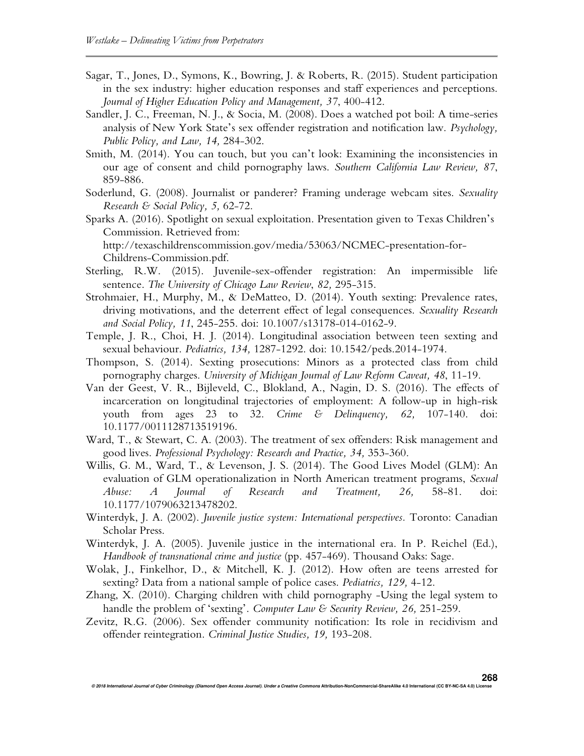Sagar, T., Jones, D., Symons, K., Bowring, J. & Roberts, R. (2015). Student participation in the sex industry: higher education responses and staff experiences and perceptions. *Journal of Higher Education Policy and Management, 37*, 400-412.

Sandler, J. C., Freeman, N. J., & Socia, M. (2008). Does a watched pot boil: A time-series analysis of New York State's sex offender registration and notification law. *Psychology, Public Policy, and Law, 14,* 284-302.

Smith, M. (2014). You can touch, but you can't look: Examining the inconsistencies in our age of consent and child pornography laws. *Southern California Law Review, 87*, 859-886.

Soderlund, G. (2008). Journalist or panderer? Framing underage webcam sites. *Sexuality Research & Social Policy, 5,* 62-72.

Sparks A. (2016). Spotlight on sexual exploitation. Presentation given to Texas Children's Commission. Retrieved from: http://texaschildrenscommission.gov/media/53063/NCMEC-presentation-for-Childrens-Commission.pdf.

Sterling, R.W. (2015). Juvenile-sex-offender registration: An impermissible life sentence. *The University of Chicago Law Review*, *82,* 295-315.

Strohmaier, H., Murphy, M., & DeMatteo, D. (2014). Youth sexting: Prevalence rates, driving motivations, and the deterrent effect of legal consequences. *Sexuality Research and Social Policy, 11*, 245-255. doi: 10.1007/s13178-014-0162-9.

Temple, J. R., Choi, H. J. (2014). Longitudinal association between teen sexting and sexual behaviour. *Pediatrics, 134,* 1287-1292. doi: 10.1542/peds.2014-1974.

Thompson, S. (2014). Sexting prosecutions: Minors as a protected class from child pornography charges. *University of Michigan Journal of Law Reform Caveat, 48*, 11-19.

Van der Geest, V. R., Bijleveld, C., Blokland, A., Nagin, D. S. (2016). The effects of incarceration on longitudinal trajectories of employment: A follow-up in high-risk youth from ages 23 to 32. *Crime & Delinquency, 62,* 107-140. doi: 10.1177/0011128713519196.

Ward, T., & Stewart, C. A. (2003). The treatment of sex offenders: Risk management and good lives. *Professional Psychology: Research and Practice, 34,* 353-360.

Willis, G. M., Ward, T., & Levenson, J. S. (2014). The Good Lives Model (GLM): An evaluation of GLM operationalization in North American treatment programs, *Sexual Abuse: A Journal of Research and Treatment, 26,* 58-81. doi: 10.1177/1079063213478202.

Winterdyk, J. A. (2002). *Juvenile justice system: International perspectives.* Toronto: Canadian Scholar Press.

Winterdyk, J. A. (2005). Juvenile justice in the international era. In P. Reichel (Ed.), *Handbook of transnational crime and justice* (pp. 457-469). Thousand Oaks: Sage.

Wolak, J., Finkelhor, D., & Mitchell, K. J. (2012). How often are teens arrested for sexting? Data from a national sample of police cases. *Pediatrics, 129,* 4-12.

Zhang, X. (2010). Charging children with child pornography -Using the legal system to handle the problem of 'sexting'. *Computer Law & Security Review, 26,* 251-259.

Zevitz, R.G. (2006). Sex offender community notification: Its role in recidivism and offender reintegration. *Criminal Justice Studies, 19,* 193-208.